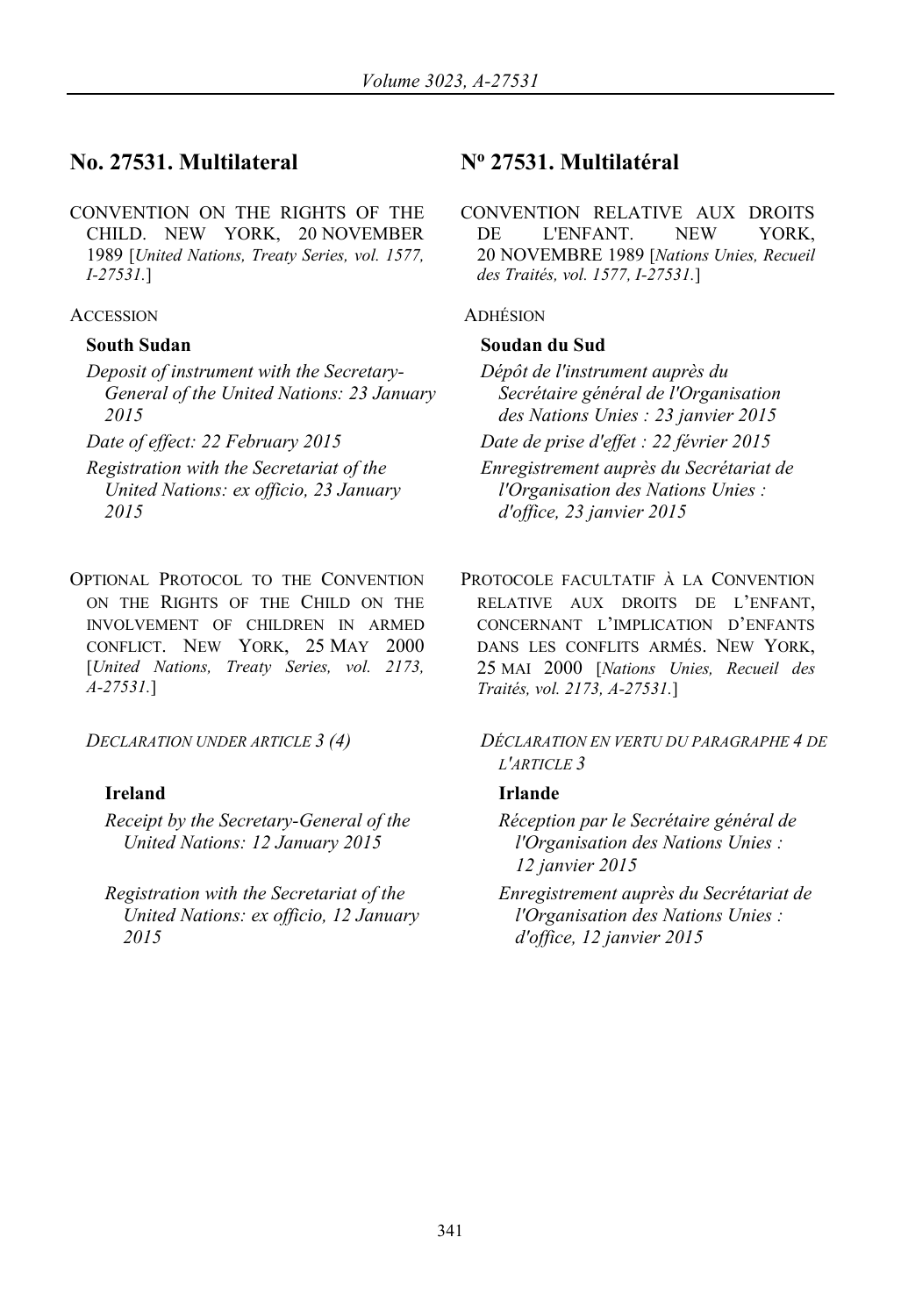## No. 27531. Multilateral

CONVENTION ON THE RIGHTS OF THE CHILD. NEW YORK, 20 NOVEMBER 1989 [*United Nations, Treaty Series, vol. 1577, I-27531.*]

ACCESSION

**South Sudan**

*Deposit of instrument with the Secretary-General of the United Nations: 23 January 2015*

*Date of effect: 22 February 2015*

*Registration with the Secretariat of the United Nations: ex officio, 23 January 2015*

OPTIONAL PROTOCOL TO THE CONVENTION ON THE RIGHTS OF THE CHILD ON THE INVOLVEMENT OF CHILDREN IN ARMED CONFLICT. NEW YORK, 25 MAY 2000 [*United Nations, Treaty Series, vol. 2173, A-27531.*]

*DECLARATION UNDER ARTICLE 3 (4)*

**Ireland**

*Receipt by the Secretary-General of the United Nations: 12 January 2015*

*Registration with the Secretariat of the United Nations: ex officio, 12 January 2015*

## Nº 27531. Multilatéral

CONVENTION RELATIVE AUX DROITS DE L'ENFANT. NEW YORK, 20 NOVEMBRE 1989 [*Nations Unies, Recueil des Traités, vol. 1577, I-27531.*]

ADHÉSION

**Soudan du Sud**

*Dépôt de l'instrument auprès du Secrétaire général de l'Organisation des Nations Unies : 23 janvier 2015*

*Date de prise d'effet : 22 février 2015*

*Enregistrement auprès du Secrétariat de l'Organisation des Nations Unies : d'office, 23 janvier 2015*

PROTOCOLE FACULTATIF À LA CONVENTION RELATIVE AUX DROITS DE L'ENFANT, CONCERNANT L'IMPLICATION D'ENFANTS DANS LES CONFLITS ARMÉS. NEW YORK, 25 MAI 2000 [*Nations Unies, Recueil des Traités, vol. 2173, A-27531.*]

*DÉCLARATION EN VERTU DU PARAGRAPHE 4 DE L'ARTICLE 3*

**Irlande**

*Réception par le Secrétaire général de l'Organisation des Nations Unies : 12 janvier 2015*

*Enregistrement auprès du Secrétariat de l'Organisation des Nations Unies : d'office, 12 janvier 2015*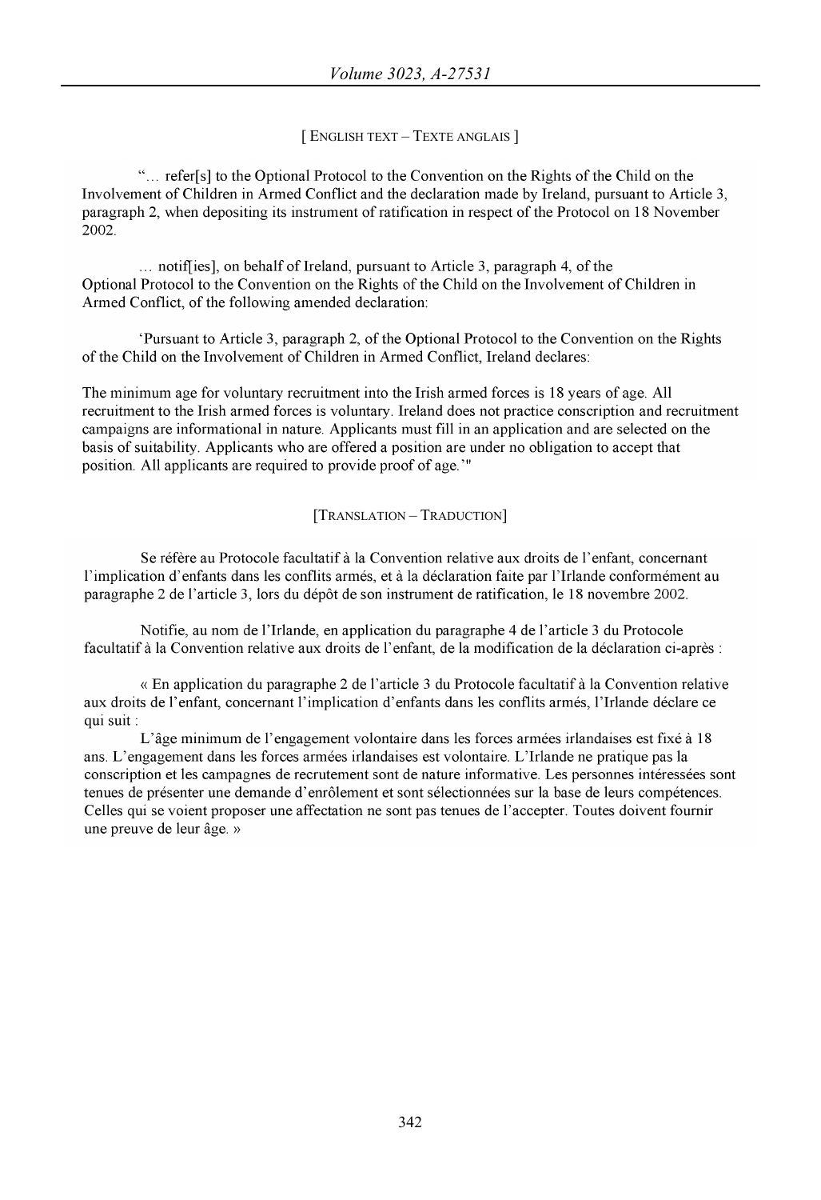[ ENGLISH TEXT – TEXTE ANGLAIS ]

"… refer[s] to the Optional Protocol to the Convention on the Rights of the Child on the Involvement of Children in Armed Conflict and the declaration made by Ireland, pursuant to Article 3, paragraph 2, when depositing its instrument of ratification in respect of the Protocol on 18 November 2002.

… notif[ies], on behalf of Ireland, pursuant to Article 3, paragraph 4, of the Optional Protocol to the Convention on the Rights of the Child on the Involvement of Children in Armed Conflict, of the following amended declaration:

'Pursuant to Article 3, paragraph 2, of the Optional Protocol to the Convention on the Rights of the Child on the Involvement of Children in Armed Conflict, Ireland declares:

The minimum age for voluntary recruitment into the Irish armed forces is 18 years of age. All recruitment to the Irish armed forces is voluntary. Ireland does not practice conscription and recruitment campaigns are informational in nature. Applicants must fill in an application and are selected on the basis of suitability. Applicants who are offered a position are under no obligation to accept that position. All applicants are required to provide proof of age.'"

[TRANSLATION – TRADUCTION]

Se réfère au Protocole facultatif à la Convention relative aux droits de l'enfant, concernant l'implication d'enfants dans les conflits armés, et à la déclaration faite par l'Irlande conformément au paragraphe 2 de l'article 3, lors du dépôt de son instrument de ratification, le 18 novembre 2002.

Notifie, au nom de l'Irlande, en application du paragraphe 4 de l'article 3 du Protocole facultatif à la Convention relative aux droits de l'enfant, de la modification de la déclaration ci-après :

« En application du paragraphe 2 de l'article 3 du Protocole facultatif à la Convention relative aux droits de l'enfant, concernant l'implication d'enfants dans les conflits armés, l'Irlande déclare ce qui suit :

L'âge minimum de l'engagement volontaire dans les forces armées irlandaises est fixé à 18 ans. L'engagement dans les forces armées irlandaises est volontaire. L'Irlande ne pratique pas la conscription et les campagnes de recrutement sont de nature informative. Les personnes intéressées sont tenues de présenter une demande d'enrôlement et sont sélectionnées sur la base de leurs compétences. Celles qui se voient proposer une affectation ne sont pas tenues de l'accepter. Toutes doivent fournir une preuve de leur âge. »